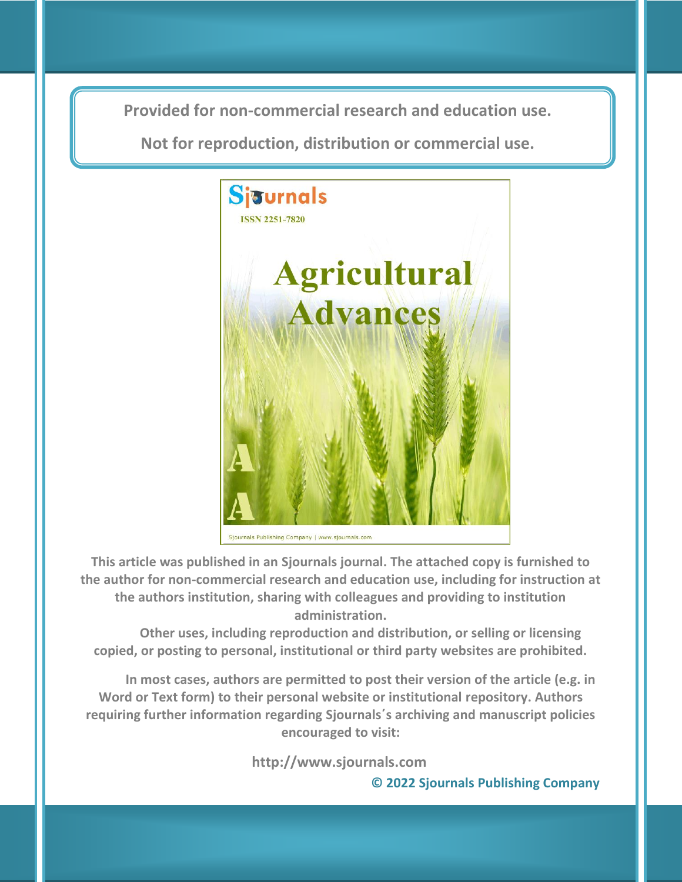**Provided for non-commercial research and education use.**

**Not for reproduction, distribution or commercial use.**

Sjournals

ISSN 2251-7820

# Agricultural Advances

Sjournals Publishing Company | www.sjournals.com

**This article was published in an Sjournals journal. The attached copy is furnished to the author for non-commercial research and education use, including for instruction at the authors institution, sharing with colleagues and providing to institution administration.**

**Other uses, including reproduction and distribution, or selling or licensing copied, or posting to personal, institutional or third party websites are prohibited.**

**In most cases, authors are permitted to post their version of the article (e.g. in Word or Text form) to their personal website or institutional repository. Authors requiring further information regarding Sjournals´s archiving and manuscript policies encouraged to visit:**

**http://www.sjournals.com**

**© 2022 Sjournals Publishing Company**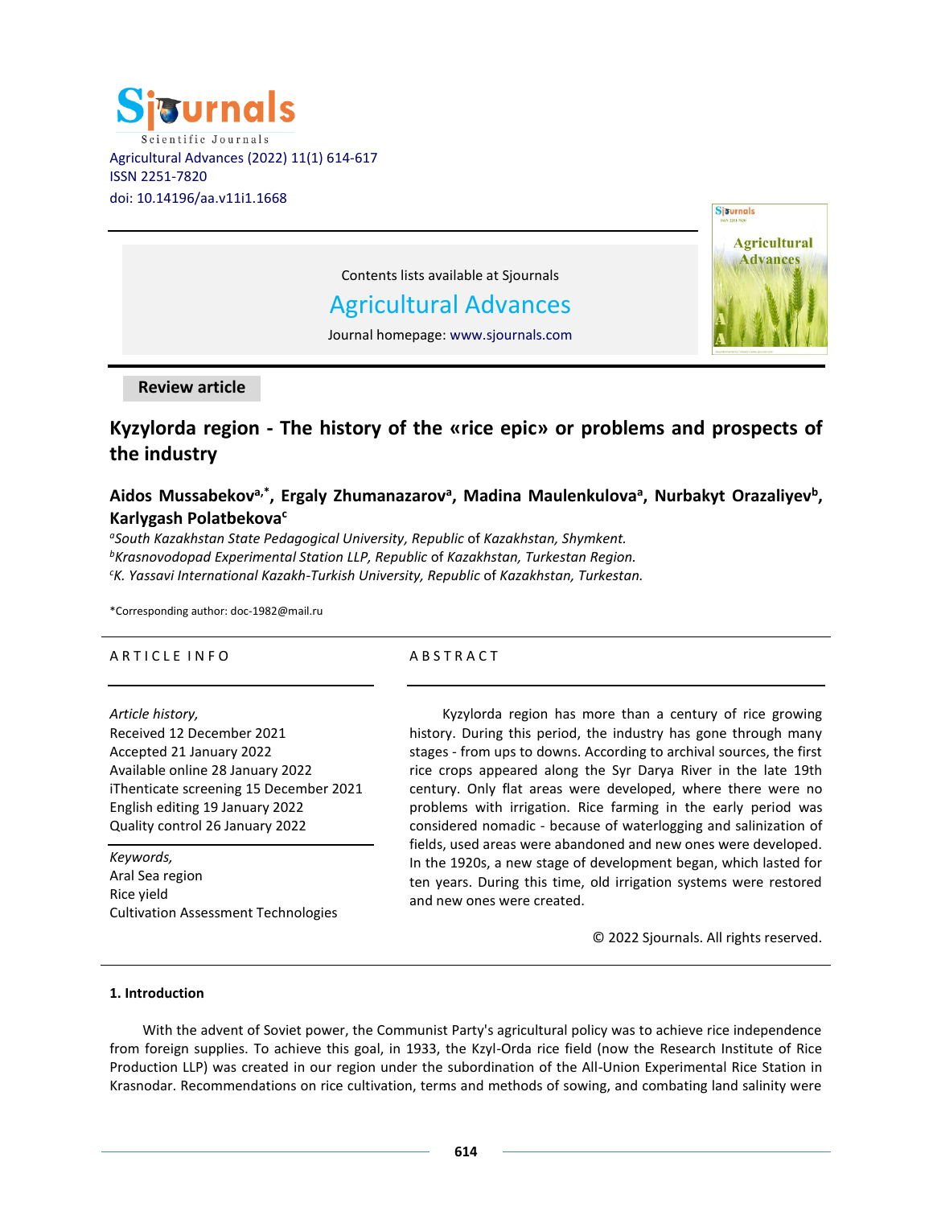Contents lists available at Sjournals

Agricultural Advances

Journal homepage: www.sjournals.com

**Review article**

# Kyzylorda region - The history of the «rice epic» or problems and prospects of the industry

**Aidos Mussabekov[a,*], Ergaly Zhumanazarov[a], Madina Maulenkulova[a], Nurbakyt Orazaliyev[b], Karlygash Polatbekova[c]**

[a]*South Kazakhstan State Pedagogical University, Republic of Kazakhstan, Shymkent.*
[b]*Krasnovodopad Experimental Station LLP, Republic of Kazakhstan, Turkestan Region.*
[c]*K. Yassavi International Kazakh-Turkish University, Republic of Kazakhstan, Turkestan.*

*Corresponding author: doc-1982@mail.ru

A R T I C L E I N F O

*Article history,*
Received 12 December 2021
Accepted 21 January 2022
Available online 28 January 2022
iThenticate screening 15 December 2021
English editing 19 January 2022
Quality control 26 January 2022

*Keywords,*
Aral Sea region
Rice yield
Cultivation Assessment Technologies

A B S T R A C T

Kyzylorda region has more than a century of rice growing history. During this period, the industry has gone through many stages - from ups to downs. According to archival sources, the first rice crops appeared along the Syr Darya River in the late 19th century. Only flat areas were developed, where there were no problems with irrigation. Rice farming in the early period was considered nomadic - because of waterlogging and salinization of fields, used areas were abandoned and new ones were developed. In the 1920s, a new stage of development began, which lasted for ten years. During this time, old irrigation systems were restored and new ones were created.

© 2022 Sjournals. All rights reserved.

## 1. Introduction

With the advent of Soviet power, the Communist Party's agricultural policy was to achieve rice independence from foreign supplies. To achieve this goal, in 1933, the Kzyl-Orda rice field (now the Research Institute of Rice Production LLP) was created in our region under the subordination of the All-Union Experimental Rice Station in Krasnodar. Recommendations on rice cultivation, terms and methods of sowing, and combating land salinity were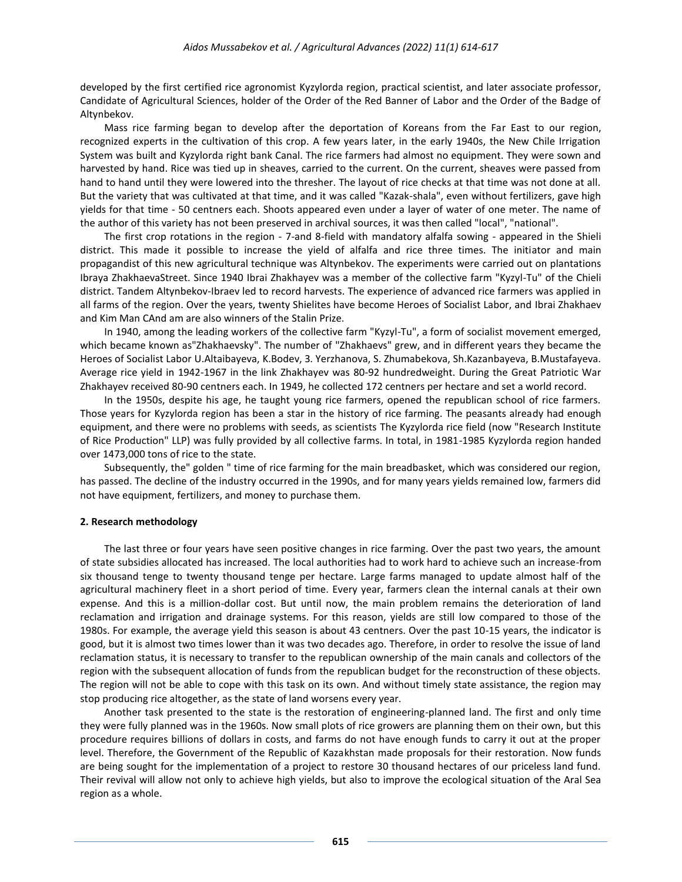developed by the first certified rice agronomist Kyzylorda region, practical scientist, and later associate professor, Candidate of Agricultural Sciences, holder of the Order of the Red Banner of Labor and the Order of the Badge of Altynbekov.

Mass rice farming began to develop after the deportation of Koreans from the Far East to our region, recognized experts in the cultivation of this crop. A few years later, in the early 1940s, the New Chile Irrigation System was built and Kyzylorda right bank Canal. The rice farmers had almost no equipment. They were sown and harvested by hand. Rice was tied up in sheaves, carried to the current. On the current, sheaves were passed from hand to hand until they were lowered into the thresher. The layout of rice checks at that time was not done at all. But the variety that was cultivated at that time, and it was called "Kazak-shala", even without fertilizers, gave high yields for that time - 50 centners each. Shoots appeared even under a layer of water of one meter. The name of the author of this variety has not been preserved in archival sources, it was then called "local", "national".

The first crop rotations in the region - 7-and 8-field with mandatory alfalfa sowing - appeared in the Shieli district. This made it possible to increase the yield of alfalfa and rice three times. The initiator and main propagandist of this new agricultural technique was Altynbekov. The experiments were carried out on plantations Ibraya ZhakhaevaStreet. Since 1940 Ibrai Zhakhayev was a member of the collective farm "Kyzyl-Tu" of the Chieli district. Tandem Altynbekov-Ibraev led to record harvests. The experience of advanced rice farmers was applied in all farms of the region. Over the years, twenty Shielites have become Heroes of Socialist Labor, and Ibrai Zhakhaev and Kim Man CAnd am are also winners of the Stalin Prize.

In 1940, among the leading workers of the collective farm "Kyzyl-Tu", a form of socialist movement emerged, which became known as"Zhakhaevsky". The number of "Zhakhaevs" grew, and in different years they became the Heroes of Socialist Labor U.Altaibayeva, K.Bodev, 3. Yerzhanova, S. Zhumabekova, Sh.Kazanbayeva, B.Mustafayeva. Average rice yield in 1942-1967 in the link Zhakhayev was 80-92 hundredweight. During the Great Patriotic War Zhakhayev received 80-90 centners each. In 1949, he collected 172 centners per hectare and set a world record.

In the 1950s, despite his age, he taught young rice farmers, opened the republican school of rice farmers. Those years for Kyzylorda region has been a star in the history of rice farming. The peasants already had enough equipment, and there were no problems with seeds, as scientists The Kyzylorda rice field (now "Research Institute of Rice Production" LLP) was fully provided by all collective farms. In total, in 1981-1985 Kyzylorda region handed over 1473,000 tons of rice to the state.

Subsequently, the" golden " time of rice farming for the main breadbasket, which was considered our region, has passed. The decline of the industry occurred in the 1990s, and for many years yields remained low, farmers did not have equipment, fertilizers, and money to purchase them.

## 2. Research methodology

The last three or four years have seen positive changes in rice farming. Over the past two years, the amount of state subsidies allocated has increased. The local authorities had to work hard to achieve such an increase-from six thousand tenge to twenty thousand tenge per hectare. Large farms managed to update almost half of the agricultural machinery fleet in a short period of time. Every year, farmers clean the internal canals at their own expense. And this is a million-dollar cost. But until now, the main problem remains the deterioration of land reclamation and irrigation and drainage systems. For this reason, yields are still low compared to those of the 1980s. For example, the average yield this season is about 43 centners. Over the past 10-15 years, the indicator is good, but it is almost two times lower than it was two decades ago. Therefore, in order to resolve the issue of land reclamation status, it is necessary to transfer to the republican ownership of the main canals and collectors of the region with the subsequent allocation of funds from the republican budget for the reconstruction of these objects. The region will not be able to cope with this task on its own. And without timely state assistance, the region may stop producing rice altogether, as the state of land worsens every year.

Another task presented to the state is the restoration of engineering-planned land. The first and only time they were fully planned was in the 1960s. Now small plots of rice growers are planning them on their own, but this procedure requires billions of dollars in costs, and farms do not have enough funds to carry it out at the proper level. Therefore, the Government of the Republic of Kazakhstan made proposals for their restoration. Now funds are being sought for the implementation of a project to restore 30 thousand hectares of our priceless land fund. Their revival will allow not only to achieve high yields, but also to improve the ecological situation of the Aral Sea region as a whole.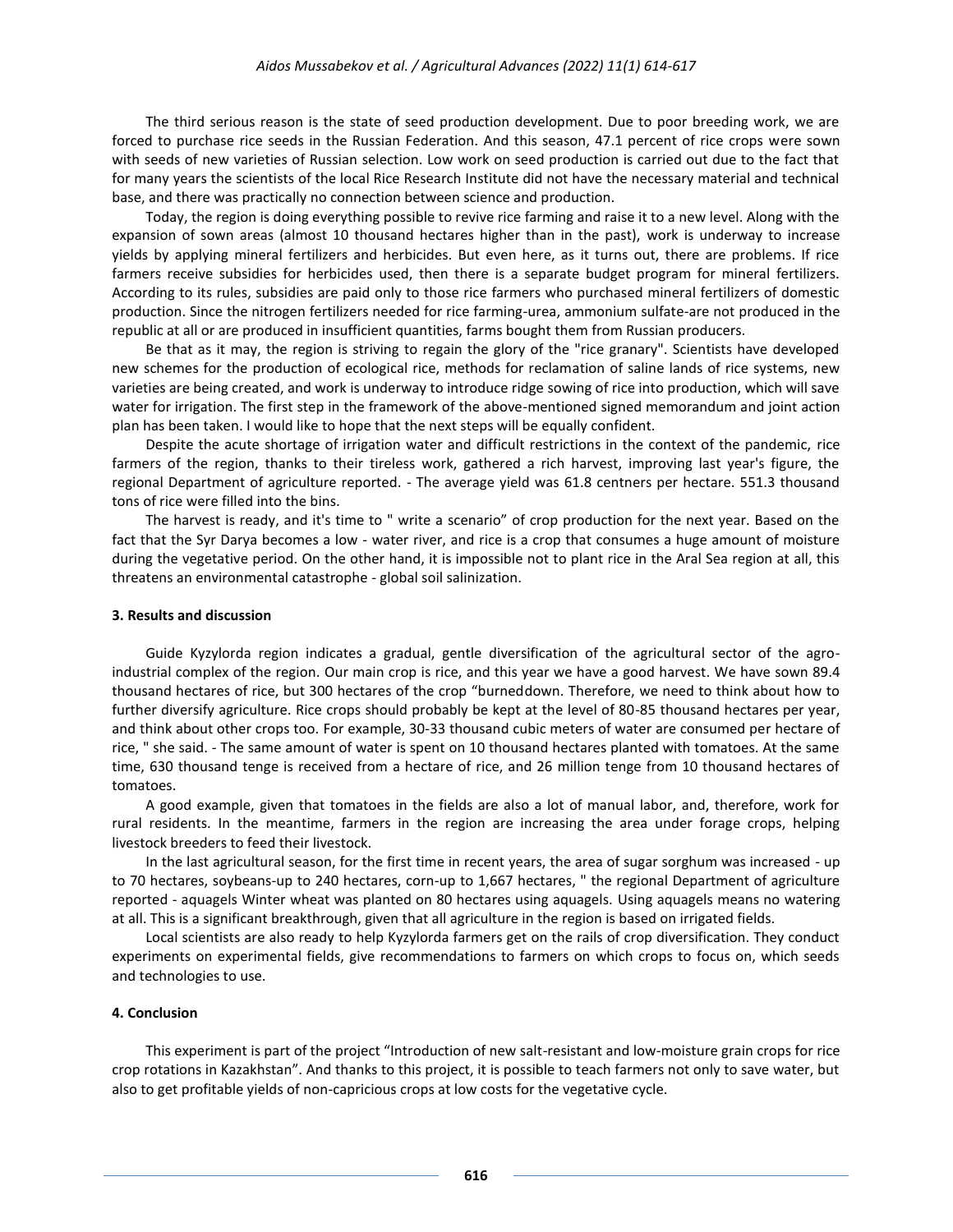The third serious reason is the state of seed production development. Due to poor breeding work, we are forced to purchase rice seeds in the Russian Federation. And this season, 47.1 percent of rice crops were sown with seeds of new varieties of Russian selection. Low work on seed production is carried out due to the fact that for many years the scientists of the local Rice Research Institute did not have the necessary material and technical base, and there was practically no connection between science and production.

Today, the region is doing everything possible to revive rice farming and raise it to a new level. Along with the expansion of sown areas (almost 10 thousand hectares higher than in the past), work is underway to increase yields by applying mineral fertilizers and herbicides. But even here, as it turns out, there are problems. If rice farmers receive subsidies for herbicides used, then there is a separate budget program for mineral fertilizers. According to its rules, subsidies are paid only to those rice farmers who purchased mineral fertilizers of domestic production. Since the nitrogen fertilizers needed for rice farming-urea, ammonium sulfate-are not produced in the republic at all or are produced in insufficient quantities, farms bought them from Russian producers.

Be that as it may, the region is striving to regain the glory of the "rice granary". Scientists have developed new schemes for the production of ecological rice, methods for reclamation of saline lands of rice systems, new varieties are being created, and work is underway to introduce ridge sowing of rice into production, which will save water for irrigation. The first step in the framework of the above-mentioned signed memorandum and joint action plan has been taken. I would like to hope that the next steps will be equally confident.

Despite the acute shortage of irrigation water and difficult restrictions in the context of the pandemic, rice farmers of the region, thanks to their tireless work, gathered a rich harvest, improving last year's figure, the regional Department of agriculture reported. - The average yield was 61.8 centners per hectare. 551.3 thousand tons of rice were filled into the bins.

The harvest is ready, and it's time to " write a scenario" of crop production for the next year. Based on the fact that the Syr Darya becomes a low - water river, and rice is a crop that consumes a huge amount of moisture during the vegetative period. On the other hand, it is impossible not to plant rice in the Aral Sea region at all, this threatens an environmental catastrophe - global soil salinization.

## 3. Results and discussion

Guide Kyzylorda region indicates a gradual, gentle diversification of the agricultural sector of the agro-industrial complex of the region. Our main crop is rice, and this year we have a good harvest. We have sown 89.4 thousand hectares of rice, but 300 hectares of the crop "burneddown. Therefore, we need to think about how to further diversify agriculture. Rice crops should probably be kept at the level of 80-85 thousand hectares per year, and think about other crops too. For example, 30-33 thousand cubic meters of water are consumed per hectare of rice, " she said. - The same amount of water is spent on 10 thousand hectares planted with tomatoes. At the same time, 630 thousand tenge is received from a hectare of rice, and 26 million tenge from 10 thousand hectares of tomatoes.

A good example, given that tomatoes in the fields are also a lot of manual labor, and, therefore, work for rural residents. In the meantime, farmers in the region are increasing the area under forage crops, helping livestock breeders to feed their livestock.

In the last agricultural season, for the first time in recent years, the area of sugar sorghum was increased - up to 70 hectares, soybeans-up to 240 hectares, corn-up to 1,667 hectares, " the regional Department of agriculture reported - aquagels Winter wheat was planted on 80 hectares using aquagels. Using aquagels means no watering at all. This is a significant breakthrough, given that all agriculture in the region is based on irrigated fields.

Local scientists are also ready to help Kyzylorda farmers get on the rails of crop diversification. They conduct experiments on experimental fields, give recommendations to farmers on which crops to focus on, which seeds and technologies to use.

## 4. Conclusion

This experiment is part of the project "Introduction of new salt-resistant and low-moisture grain crops for rice crop rotations in Kazakhstan". And thanks to this project, it is possible to teach farmers not only to save water, but also to get profitable yields of non-capricious crops at low costs for the vegetative cycle.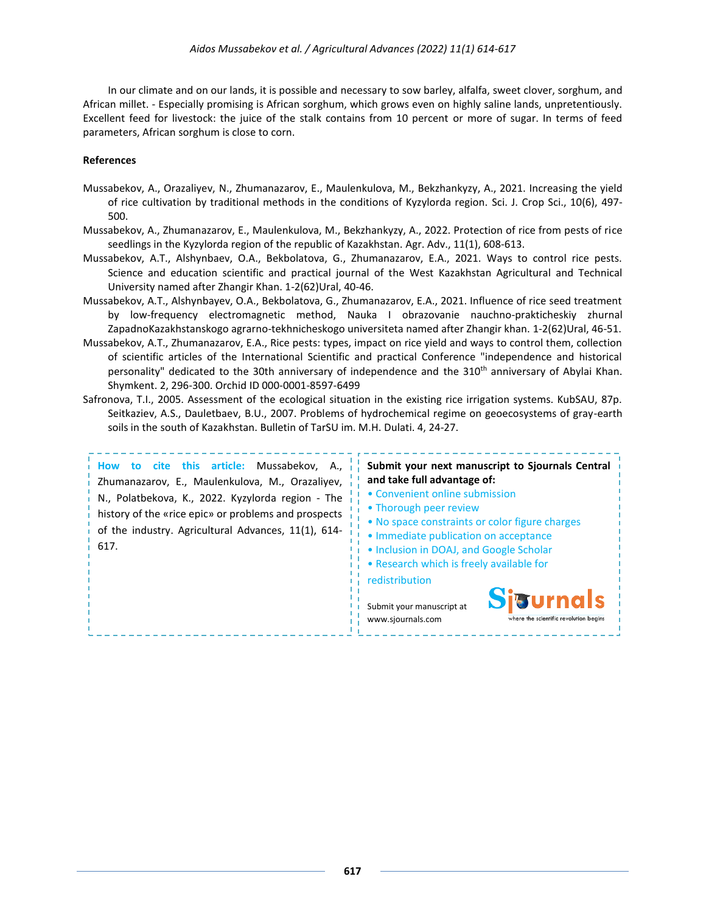In our climate and on our lands, it is possible and necessary to sow barley, alfalfa, sweet clover, sorghum, and African millet. - Especially promising is African sorghum, which grows even on highly saline lands, unpretentiously. Excellent feed for livestock: the juice of the stalk contains from 10 percent or more of sugar. In terms of feed parameters, African sorghum is close to corn.

**References**

Mussabekov, A., Orazaliyev, N., Zhumanazarov, E., Maulenkulova, M., Bekzhankyzy, A., 2021. Increasing the yield of rice cultivation by traditional methods in the conditions of Kyzylorda region. Sci. J. Crop Sci., 10(6), 497-500.

Mussabekov, A., Zhumanazarov, E., Maulenkulova, M., Bekzhankyzy, A., 2022. Protection of rice from pests of rice seedlings in the Kyzylorda region of the republic of Kazakhstan. Agr. Adv., 11(1), 608-613.

Mussabekov, A.T., Alshynbaev, O.A., Bekbolatova, G., Zhumanazarov, E.A., 2021. Ways to control rice pests. Science and education scientific and practical journal of the West Kazakhstan Agricultural and Technical University named after Zhangir Khan. 1-2(62)Ural, 40-46.

Mussabekov, A.T., Alshynbayev, O.A., Bekbolatova, G., Zhumanazarov, E.A., 2021. Influence of rice seed treatment by low-frequency electromagnetic method, Nauka I obrazovanie nauchno-prakticheskiy zhurnal ZapadnoKazakhstanskogo agrarno-tekhnicheskogo universiteta named after Zhangir khan. 1-2(62)Ural, 46-51.

Mussabekov, A.T., Zhumanazarov, E.A., Rice pests: types, impact on rice yield and ways to control them, collection of scientific articles of the International Scientific and practical Conference "independence and historical personality" dedicated to the 30th anniversary of independence and the 310th anniversary of Abylai Khan. Shymkent. 2, 296-300. Orchid ID 000-0001-8597-6499

Safronova, T.I., 2005. Assessment of the ecological situation in the existing rice irrigation systems. KubSAU, 87p.

Seitkaziev, A.S., Dauletbaev, B.U., 2007. Problems of hydrochemical regime on geoecosystems of gray-earth soils in the south of Kazakhstan. Bulletin of TarSU im. M.H. Dulati. 4, 24-27.

**How to cite this article:** Mussabekov, A., Zhumanazarov, E., Maulenkulova, M., Orazaliyev, N., Polatbekova, K., 2022. Kyzylorda region - The history of the «rice epic» or problems and prospects of the industry. Agricultural Advances, 11(1), 614-617.

**Submit your next manuscript to Sjournals Central and take full advantage of:**

- Convenient online submission
- Thorough peer review
- No space constraints or color figure charges
- Immediate publication on acceptance
- Inclusion in DOAJ, and Google Scholar
- Research which is freely available for redistribution

Submit your manuscript at www.sjournals.com

Sjournals — where the scientific revolution begins